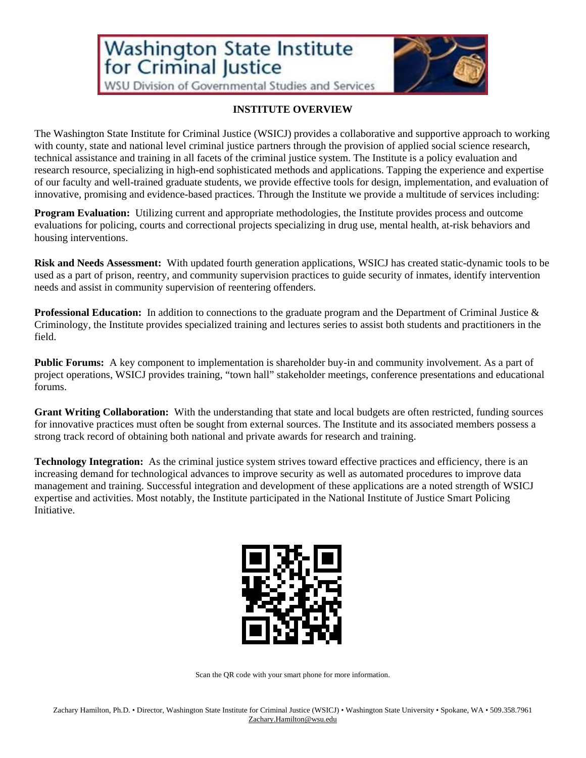# Washington State Institute for Criminal Justice

WSU Division of Governmental Studies and Services

## INSTITUTE OVERVIEW

The Washington State Institute for Criminal Justice (WSICJ) provides a collaborative and supportive approach to working with county, state and national level criminal justice partners through the provision of applied social science research, technical assistance and training in all facets of the criminal justice system. The Institute is a policy evaluation and research resource, specializing in high-end sophisticated methods and applications. Tapping the experience and expertise of our faculty and well-trained graduate students, we provide effective tools for design, implementation, and evaluation of innovative, promising and evidence-based practices. Through the Institute we provide a multitude of services including:

**Program Evaluation:** Utilizing current and appropriate methodologies, the Institute provides process and outcome evaluations for policing, courts and correctional projects specializing in drug use, mental health, at-risk behaviors and housing interventions.

**Risk and Needs Assessment:** With updated fourth generation applications, WSICJ has created static-dynamic tools to be used as a part of prison, reentry, and community supervision practices to guide security of inmates, identify intervention needs and assist in community supervision of reentering offenders.

**Professional Education:** In addition to connections to the graduate program and the Department of Criminal Justice & Criminology, the Institute provides specialized training and lectures series to assist both students and practitioners in the field.

**Public Forums:** A key component to implementation is shareholder buy-in and community involvement. As a part of project operations, WSICJ provides training, "town hall" stakeholder meetings, conference presentations and educational forums.

**Grant Writing Collaboration:** With the understanding that state and local budgets are often restricted, funding sources for innovative practices must often be sought from external sources. The Institute and its associated members possess a strong track record of obtaining both national and private awards for research and training.

**Technology Integration:** As the criminal justice system strives toward effective practices and efficiency, there is an increasing demand for technological advances to improve security as well as automated procedures to improve data management and training. Successful integration and development of these applications are a noted strength of WSICJ expertise and activities. Most notably, the Institute participated in the National Institute of Justice Smart Policing Initiative.

Scan the QR code with your smart phone for more information.

Zachary Hamilton, Ph.D. • Director, Washington State Institute for Criminal Justice (WSICJ) • Washington State University • Spokane, WA • 509.358.7961
Zachary.Hamilton@wsu.edu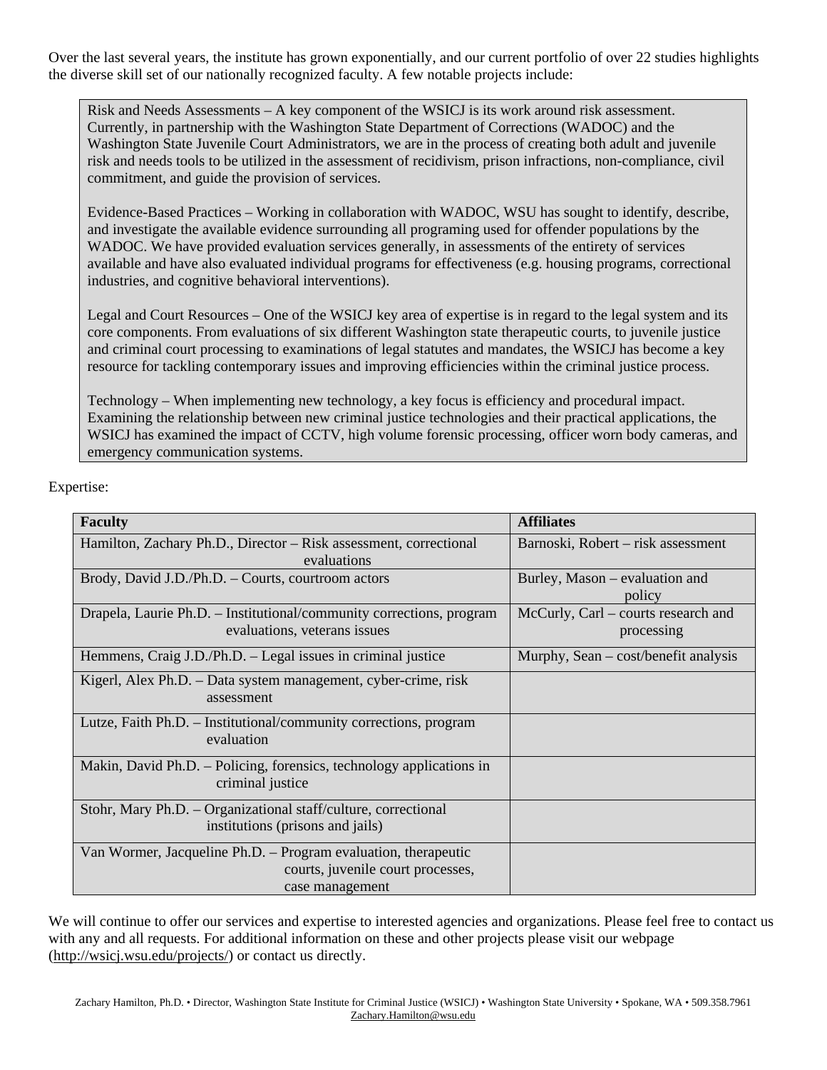Over the last several years, the institute has grown exponentially, and our current portfolio of over 22 studies highlights the diverse skill set of our nationally recognized faculty. A few notable projects include:

Risk and Needs Assessments – A key component of the WSICJ is its work around risk assessment. Currently, in partnership with the Washington State Department of Corrections (WADOC) and the Washington State Juvenile Court Administrators, we are in the process of creating both adult and juvenile risk and needs tools to be utilized in the assessment of recidivism, prison infractions, non-compliance, civil commitment, and guide the provision of services.

Evidence-Based Practices – Working in collaboration with WADOC, WSU has sought to identify, describe, and investigate the available evidence surrounding all programing used for offender populations by the WADOC. We have provided evaluation services generally, in assessments of the entirety of services available and have also evaluated individual programs for effectiveness (e.g. housing programs, correctional industries, and cognitive behavioral interventions).

Legal and Court Resources – One of the WSICJ key area of expertise is in regard to the legal system and its core components. From evaluations of six different Washington state therapeutic courts, to juvenile justice and criminal court processing to examinations of legal statutes and mandates, the WSICJ has become a key resource for tackling contemporary issues and improving efficiencies within the criminal justice process.

Technology – When implementing new technology, a key focus is efficiency and procedural impact. Examining the relationship between new criminal justice technologies and their practical applications, the WSICJ has examined the impact of CCTV, high volume forensic processing, officer worn body cameras, and emergency communication systems.

Expertise:

| **Faculty** | **Affiliates** |
|---|---|
| Hamilton, Zachary Ph.D., Director – Risk assessment, correctional evaluations | Barnoski, Robert – risk assessment |
| Brody, David J.D./Ph.D. – Courts, courtroom actors | Burley, Mason – evaluation and policy |
| Drapela, Laurie Ph.D. – Institutional/community corrections, program evaluations, veterans issues | McCurly, Carl – courts research and processing |
| Hemmens, Craig J.D./Ph.D. – Legal issues in criminal justice | Murphy, Sean – cost/benefit analysis |
| Kigerl, Alex Ph.D. – Data system management, cyber-crime, risk assessment | |
| Lutze, Faith Ph.D. – Institutional/community corrections, program evaluation | |
| Makin, David Ph.D. – Policing, forensics, technology applications in criminal justice | |
| Stohr, Mary Ph.D. – Organizational staff/culture, correctional institutions (prisons and jails) | |
| Van Wormer, Jacqueline Ph.D. – Program evaluation, therapeutic courts, juvenile court processes, case management | |

We will continue to offer our services and expertise to interested agencies and organizations. Please feel free to contact us with any and all requests. For additional information on these and other projects please visit our webpage (http://wsicj.wsu.edu/projects/) or contact us directly.

Zachary Hamilton, Ph.D. • Director, Washington State Institute for Criminal Justice (WSICJ) • Washington State University • Spokane, WA • 509.358.7961
Zachary.Hamilton@wsu.edu